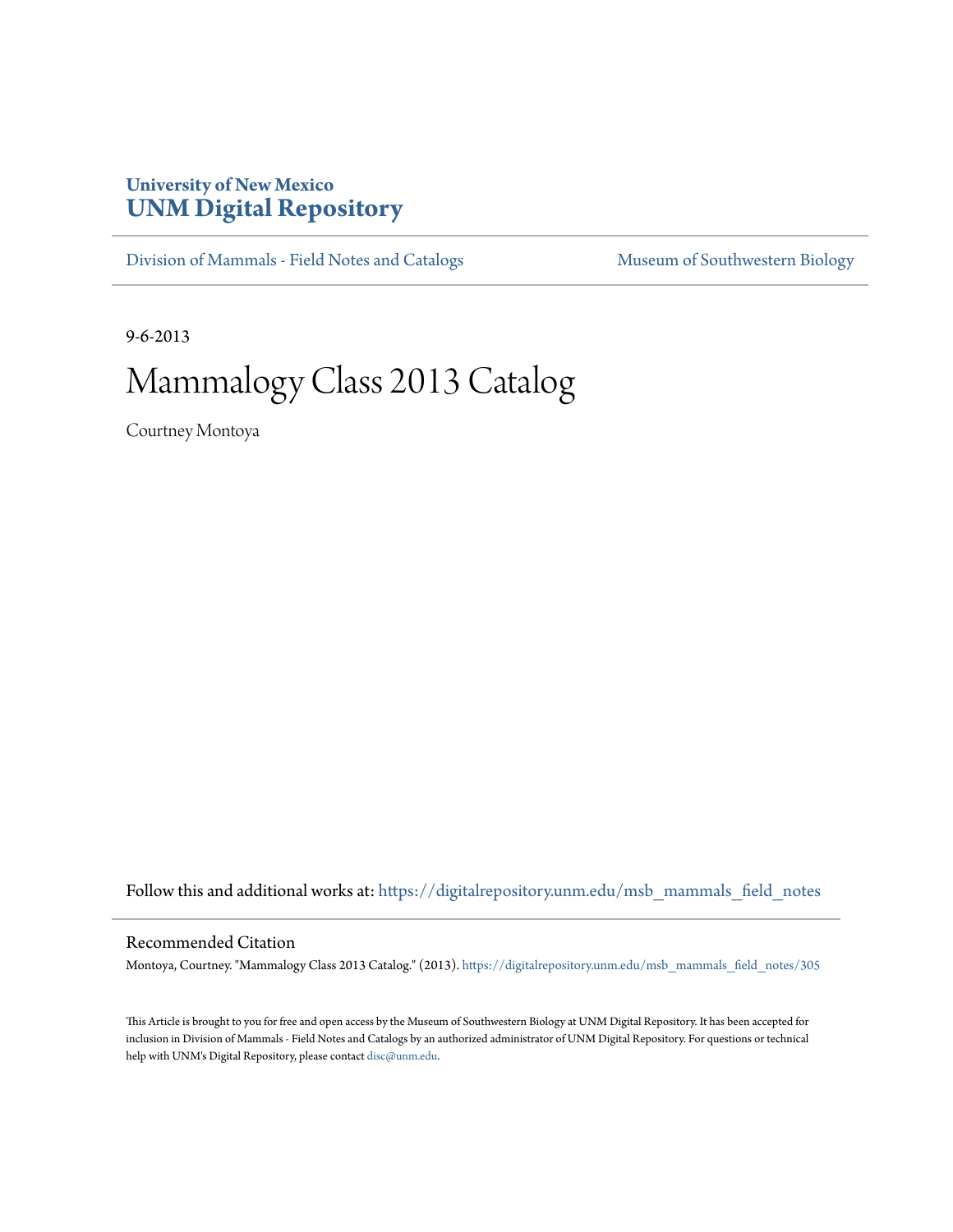**University of New Mexico**
# UNM Digital Repository

Division of Mammals - Field Notes and Catalogs | Museum of Southwestern Biology

9-6-2013

# Mammalogy Class 2013 Catalog

Courtney Montoya

Follow this and additional works at: https://digitalrepository.unm.edu/msb_mammals_field_notes

## Recommended Citation

Montoya, Courtney. "Mammalogy Class 2013 Catalog." (2013). https://digitalrepository.unm.edu/msb_mammals_field_notes/305

This Article is brought to you for free and open access by the Museum of Southwestern Biology at UNM Digital Repository. It has been accepted for inclusion in Division of Mammals - Field Notes and Catalogs by an authorized administrator of UNM Digital Repository. For questions or technical help with UNM's Digital Repository, please contact disc@unm.edu.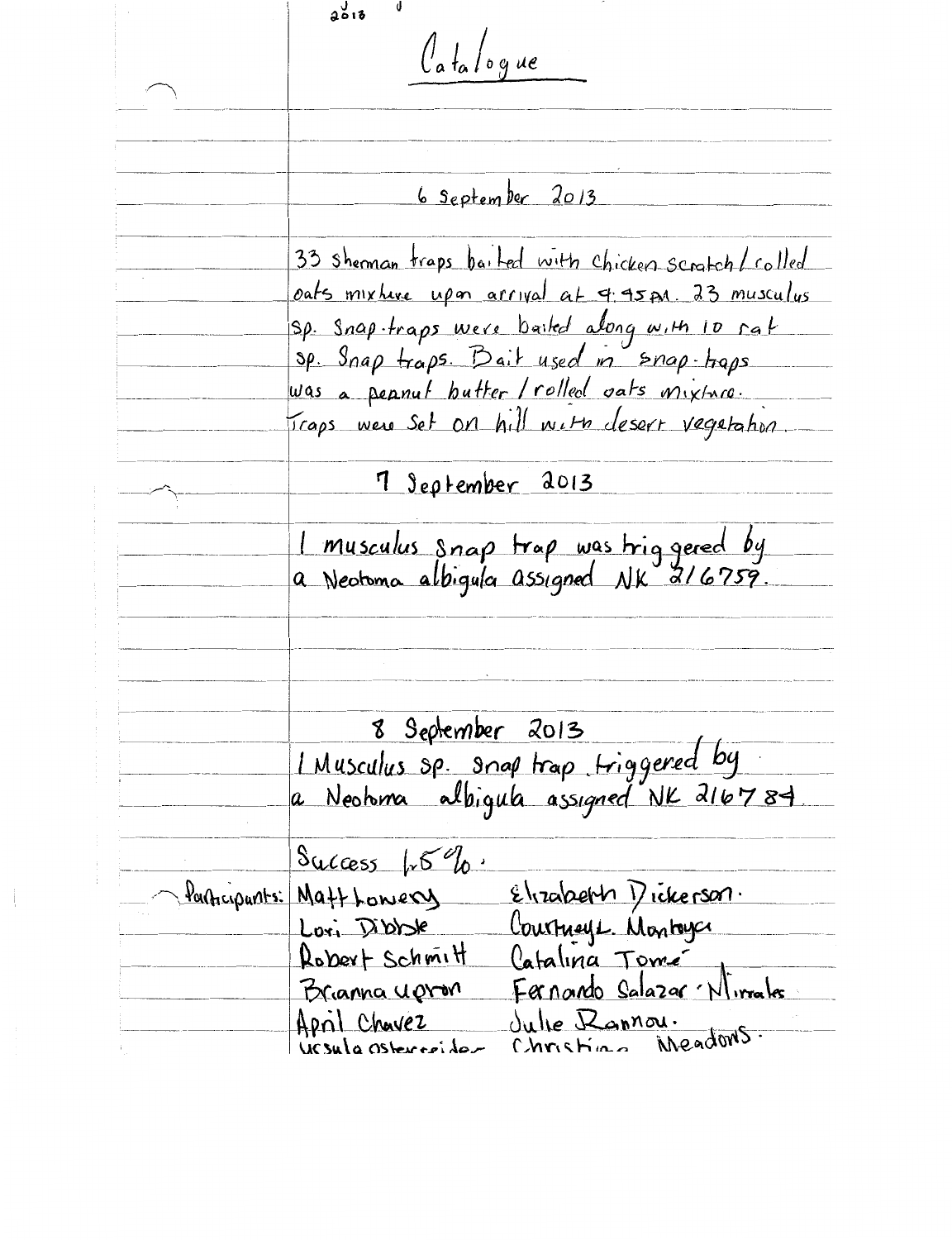2013

# Catalogue

## 6 September 2013

33 Sherman traps baited with chicken scratch / rolled oats mixture upon arrival at 4:45 PM. 23 musculus sp. snap-traps were baited along with 10 rat sp. snap traps. Bait used in snap-traps was a peanut butter / rolled oats mixture. Traps were set on hill with desert vegetation.

## 7 September 2013

1 musculus snap trap was triggered by a Neotoma albigula assigned NK 216759.

## 8 September 2013

1 Musculus sp. snap trap triggered by a Neotoma albigula assigned NK 216784.

Success 6%.

Participants:

| | |
|---|---|
| Matt Lowery | Elizabeth Dickerson. |
| Lori Dibble | Courtney L. Montoya |
| Robert Schmitt | Catalina Tomé |
| Brianna Upton | Fernando Salazar - Miralles |
| April Chavez | Julie Rannou. |
| Ursula Osterreider | Christina Meadows. |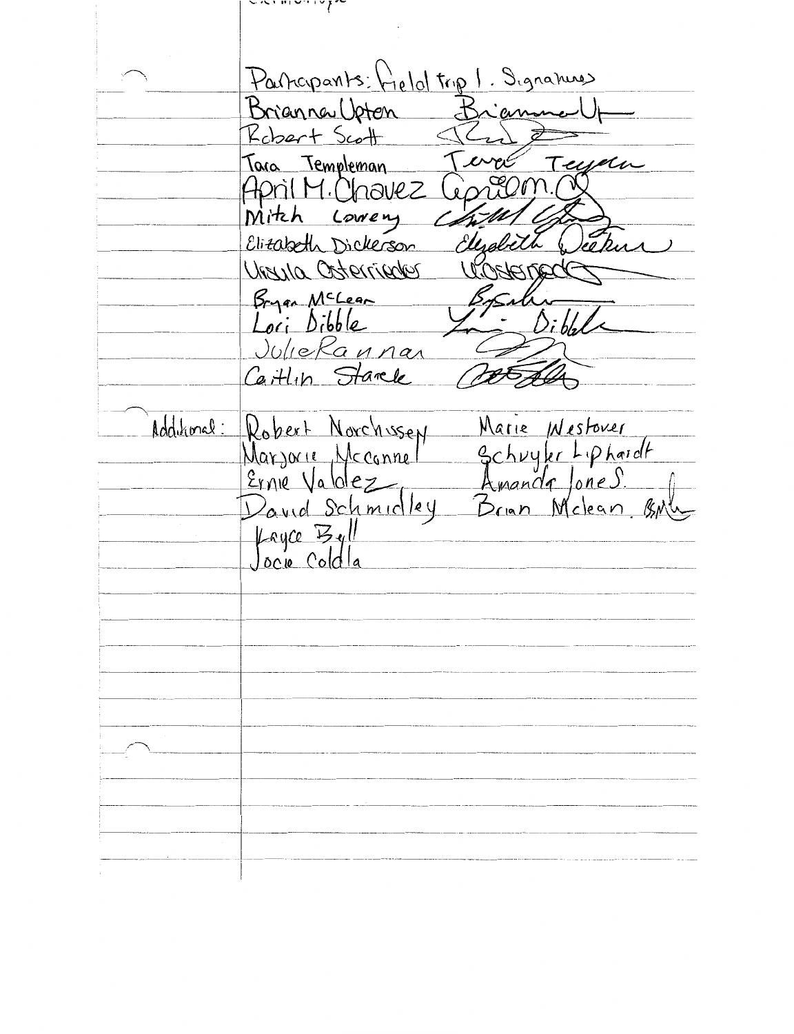Participants: Field trip 1. Signatures

| Name | Signature |
| --- | --- |
| Brianna Upton | Brianna Up |
| Robert Scott | (signature) |
| Tara Templeman | Tara Teyen |
| April M. Chavez | April M. C |
| Mitch Loweny | (signature) |
| Elizabeth Dickerson | Elizabeth Dicker |
| Ursula Osterrieder | UOsterrieder |
| Bryan McLean | BMcLean |
| Lori Dibble | Lori Dibble |
| JulieRannar | (signature) |
| Caitlin Starck | (signature) |

Additional:

| | |
| --- | --- |
| Robert Norchussey | Marie Westover |
| Marjorie Mcconnel | Schuyler Liphardt |
| Ernie Valdez | Amanda Jones. |
| David Schmidley | Brian Mclean. BMc |
| Kayce Bell | |
| Jocie Coldla | |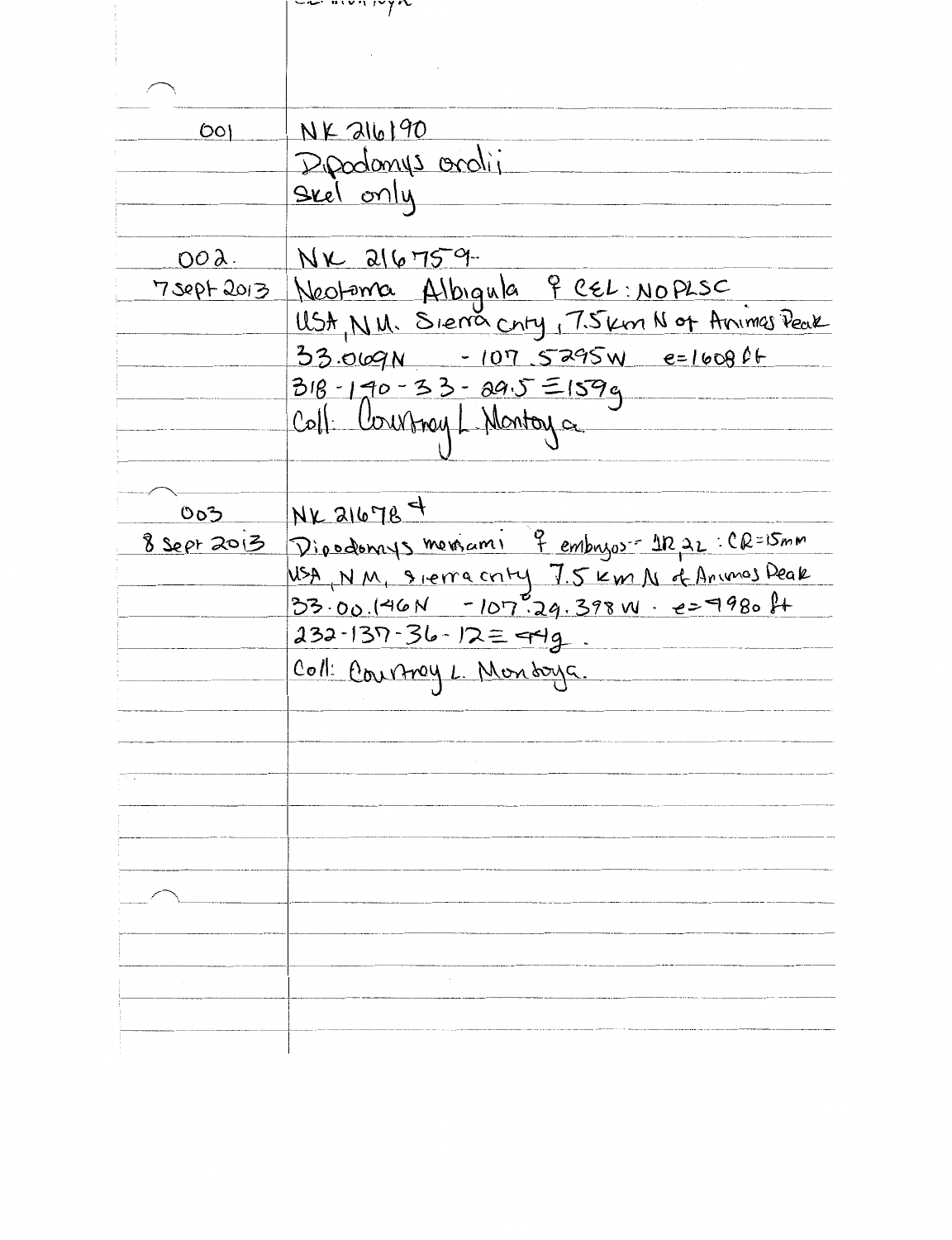| | |
|---|---|
| 001 | NK 216190 |
| | Dipodomys ordii |
| | Skel only |
| | |
| 002. | NK 216759 |
| 7 Sept 2013 | Neotoma Albigula ♀ CEL: NOPLSC |
| | USA, N.M. Sierra cnty, 7.5 km N of Animas Peak |
| | 33.069N -107.5295W e=1608 ft |
| | 318-190-33-29.5 ≡ 159g |
| | Coll: Courtney L. Montoya |
| | |
| 003 | NK 216784 |
| 8 Sept 2013 | Dipodomys merriami ♀ embryos - 1R, 2L : CR=15mm |
| | USA, N.M, Sierra cnty 7.5 km N of Animas Peak |
| | 33.00.146N -107°.29.398W · e=4980 ft |
| | 232-137-36-12 ≡ 44g. |
| | Coll: Courtney L. Montoya. |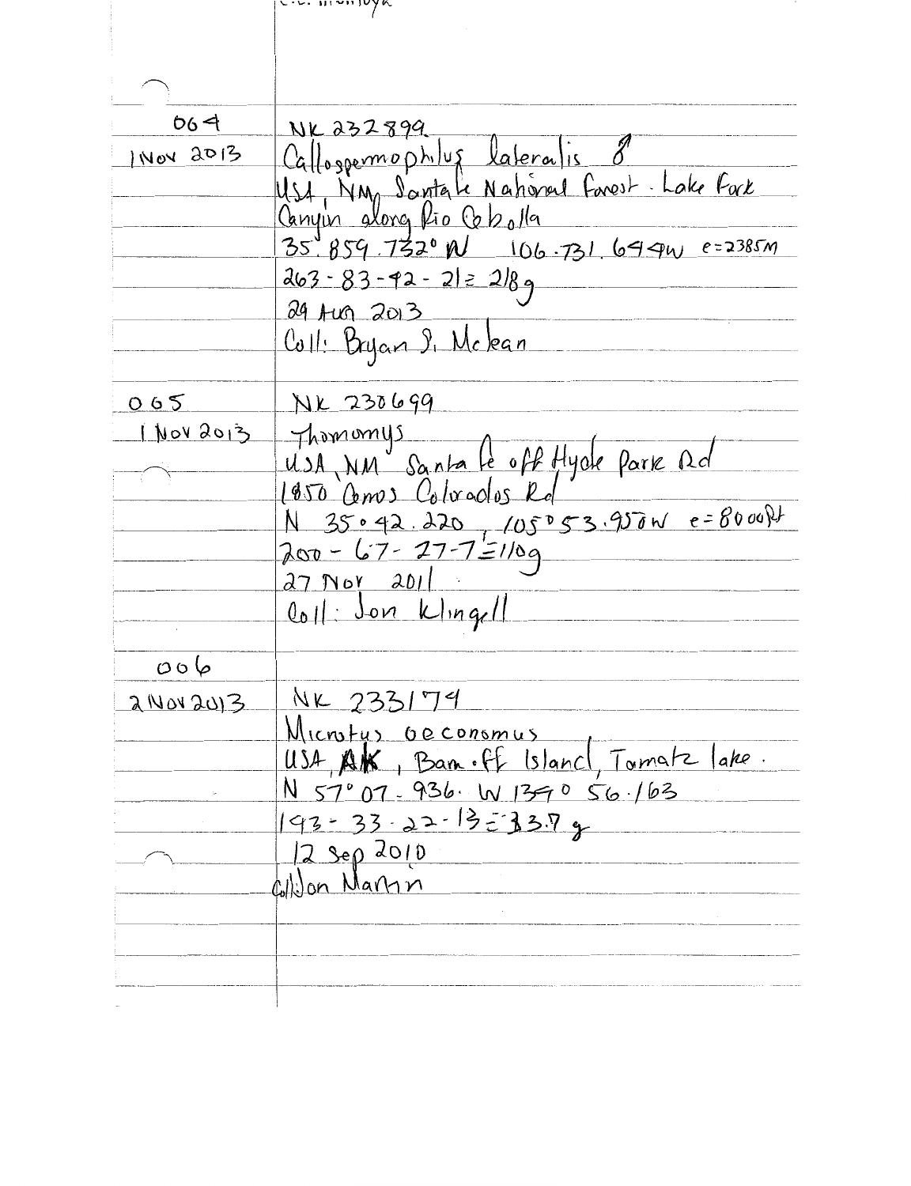| | |
|---|---|
| 064 | NK 232899 |
| 1 Nov 2013 | *Callospermophilus lateralis* ♂ |
| | USA, NM, Santa Fe National Forest . Lake Fork |
| | Canyon along Rio Cebolla |
| | 35.859.732° N  106.731.649W  e=2385M |
| | 263-83-42-21=218g |
| | 29 Aug 2013 |
| | Coll: Bryan S. Mclean |
| 065 | NK 230699 |
| 1 Nov 2013 | *Thomomys* |
| | USA, NM Santa Fe off Hyde Park Rd |
| | 1850 Camos Colorados Rd |
| | N 35°42.220, 105°53.950W  e=8000ft |
| | 200-67-27-7=110g |
| | 27 Nov 2011 |
| | Coll: Jon Klingell |
| 006 | |
| 2 Nov 2013 | NK 233179 |
| | *Microtus oeconomus* |
| | USA, AK, Baranoff Island, Tomatz lake. |
| | N 57°07.936. W 135° 56.163 |
| | 193-33-22-13=33.7g |
| | 12 Sep 2010 |
| | Coll: Jon Martin |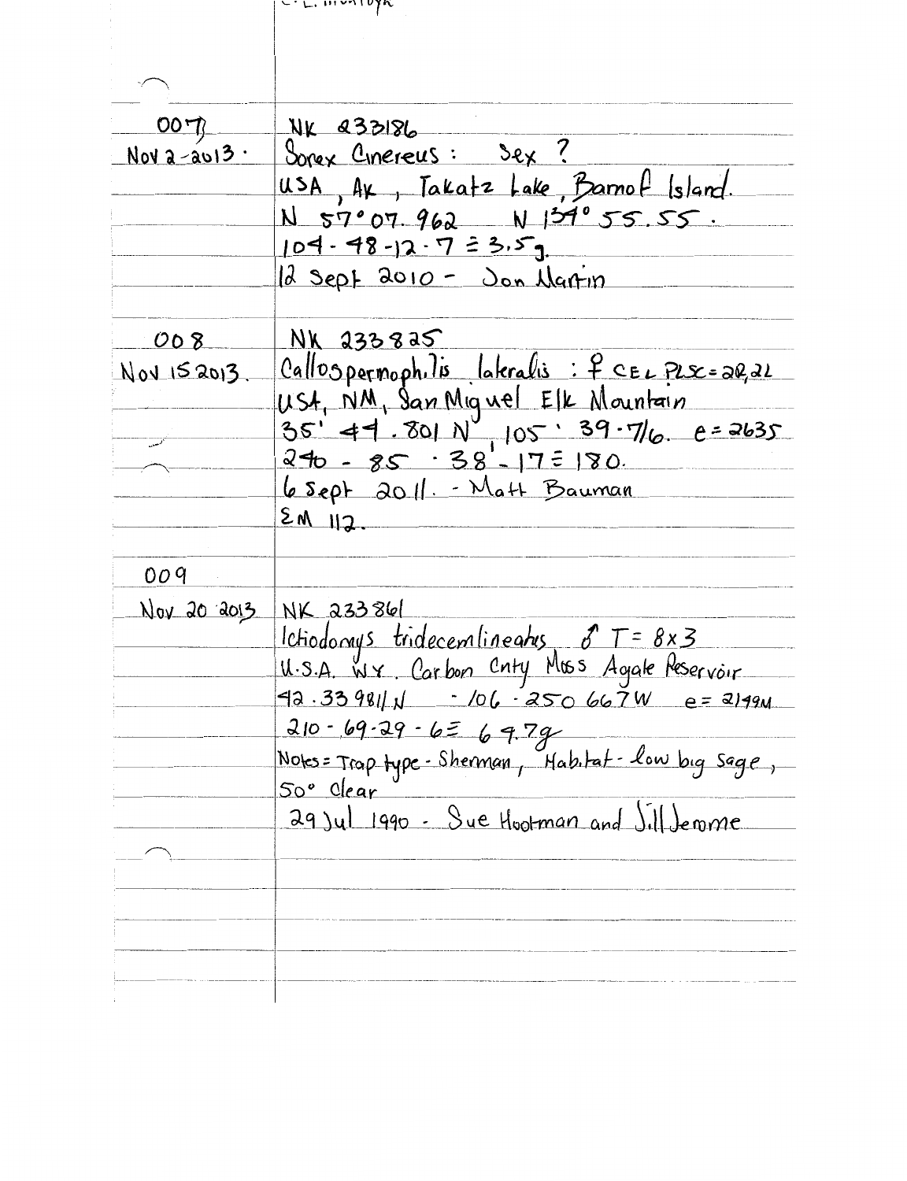C. L. Mentoyh

| | |
|---|---|
| 007 | NK 233186 |
| Nov 2-2013. | Sorex Cinereus : Sex ? |
| | USA, AK, Takatz Lake, Barnof Island. |
| | N 57° 07. 962 N 134° 55.55. |
| | 104 - 48 - 12 - 7 = 3.5 g. |
| | 12 Sept 2010 - Jon Martin |
| | |
| 008 | NK 233825 |
| Nov 15 2013. | Callospermophilis lateralis : ♀ CEL PLSC = 22,22 |
| | USA, NM, San Miguel Elk Mountain |
| | 35' 44. 801 N, 105' 39 - 716. e = 2635 |
| | 240 - 85 - 38 - 17 = 180. |
| | 6 Sept 2011. - Matt Bauman |
| | EM 112. |
| | |
| 009 | |
| Nov 20 2013 | NK 233861 |
| | Ictiodomys tridecemlineatus ♂ T = 8x3 |
| | U.S.A. WY. Carbon Cnty Moss Agate Reservoir |
| | 42.339811 N - 106.250667 W e = 2149 M |
| | 210 - 69 - 29 - 6 = 64.7 g |
| | Notes = Trap type - Sherman, Habitat - low big sage, |
| | 50° clear |
| | 29 Jul 1990 - Sue Hootman and Jill Jerome |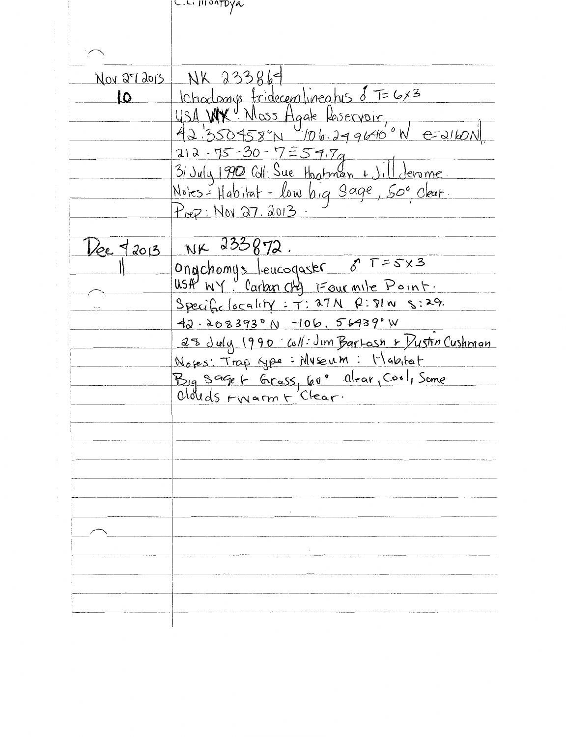C.L. Montoya

| | |
|---|---|
| Nov 27 2013 | NK 233864 |
| 10 | Ictidomys tridecemlineatus ♂ T=6x3 |
| | USA WY: Moss Agate Reservoir, |
| | 42.350458°N 106.249640°W e=2160M |
| | 212-75-30-7=54.7g |
| | 31 July 1990 Coll: Sue Hootman + Jill Jerome |
| | Notes: Habitat - low big Sage, 50°, Clear. |
| | Prep: Nov 27. 2013. |
| Dec 4 2013 | NK 233872. |
| 11 | Onychomys leucogaster ♂ T=5x3 |
| | USA WY: Carbon Cty Fourmile Point. |
| | Specific locality: T: 27N R: 81W S: 29. |
| | 42.208393°N -106.56439°W |
| | 28 July 1990 Coll: Jim Bartosh + Dustin Cushman |
| | Notes: Trap type: Museum: Habitat |
| | Big Sage + Grass, 60° Clear, Cool, Some |
| | Clouds + warm + Clear. |